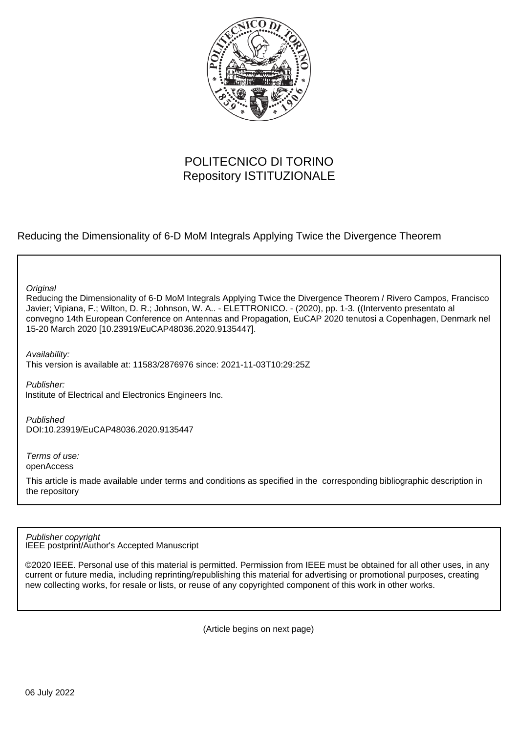POLITECNICO DI TORINO
Repository ISTITUZIONALE

Reducing the Dimensionality of 6-D MoM Integrals Applying Twice the Divergence Theorem

*Original*
Reducing the Dimensionality of 6-D MoM Integrals Applying Twice the Divergence Theorem / Rivero Campos, Francisco Javier; Vipiana, F.; Wilton, D. R.; Johnson, W. A.. - ELETTRONICO. - (2020), pp. 1-3. ((Intervento presentato al convegno 14th European Conference on Antennas and Propagation, EuCAP 2020 tenutosi a Copenhagen, Denmark nel 15-20 March 2020 [10.23919/EuCAP48036.2020.9135447].

*Availability:*
This version is available at: 11583/2876976 since: 2021-11-03T10:29:25Z

*Publisher:*
Institute of Electrical and Electronics Engineers Inc.

*Published*
DOI:10.23919/EuCAP48036.2020.9135447

*Terms of use:*
openAccess

This article is made available under terms and conditions as specified in the corresponding bibliographic description in the repository

*Publisher copyright*
IEEE postprint/Author's Accepted Manuscript

©2020 IEEE. Personal use of this material is permitted. Permission from IEEE must be obtained for all other uses, in any current or future media, including reprinting/republishing this material for advertising or promotional purposes, creating new collecting works, for resale or lists, or reuse of any copyrighted component of this work in other works.

(Article begins on next page)

06 July 2022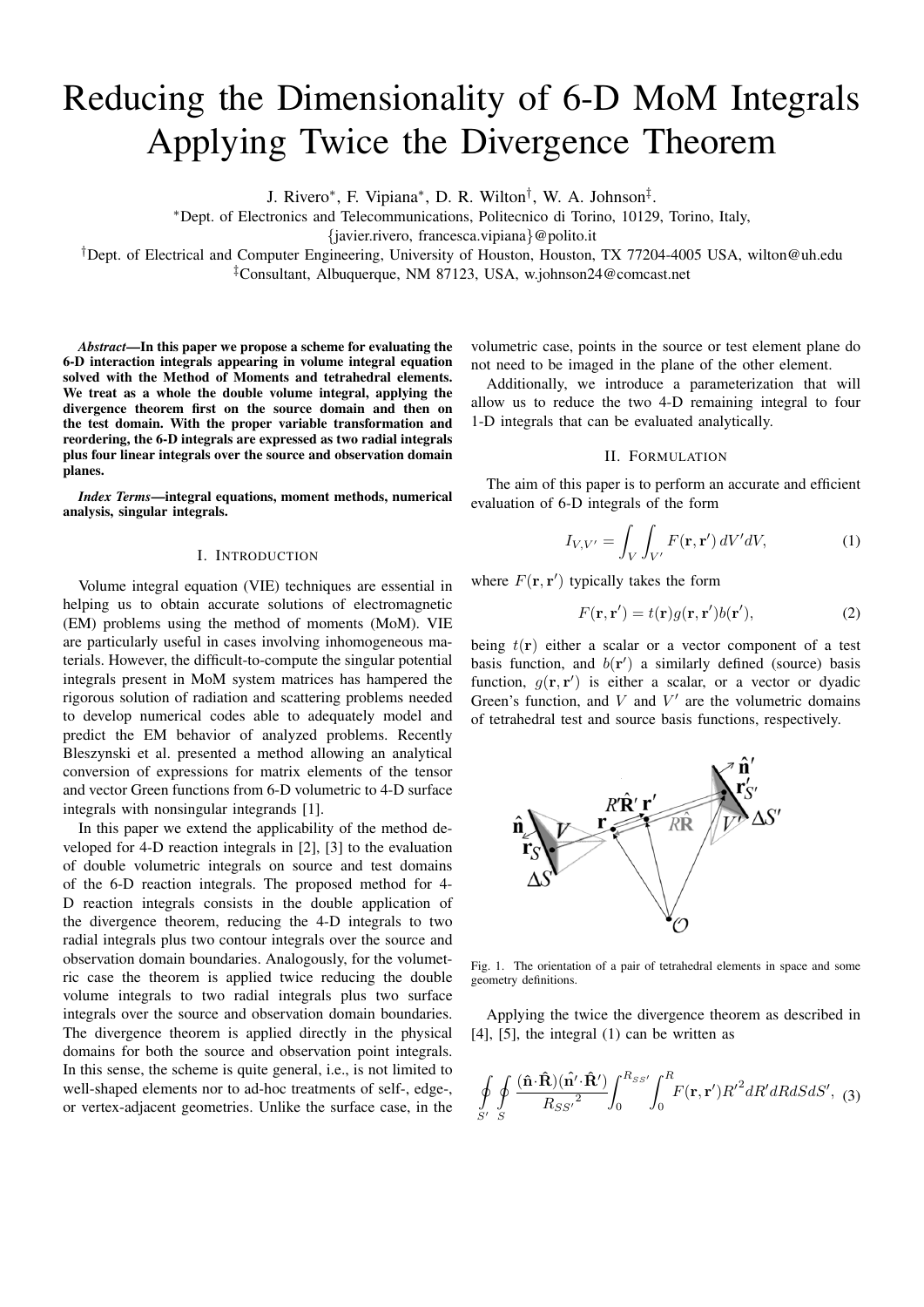# Reducing the Dimensionality of 6-D MoM Integrals Applying Twice the Divergence Theorem

J. Rivero*, F. Vipiana*, D. R. Wilton†, W. A. Johnson‡.

*Dept. of Electronics and Telecommunications, Politecnico di Torino, 10129, Torino, Italy, {javier.rivero, francesca.vipiana}@polito.it

†Dept. of Electrical and Computer Engineering, University of Houston, Houston, TX 77204-4005 USA, wilton@uh.edu

‡Consultant, Albuquerque, NM 87123, USA, w.johnson24@comcast.net

***Abstract*—In this paper we propose a scheme for evaluating the 6-D interaction integrals appearing in volume integral equation solved with the Method of Moments and tetrahedral elements. We treat as a whole the double volume integral, applying the divergence theorem first on the source domain and then on the test domain. With the proper variable transformation and reordering, the 6-D integrals are expressed as two radial integrals plus four linear integrals over the source and observation domain planes.**

***Index Terms*—integral equations, moment methods, numerical analysis, singular integrals.**

## I. Introduction

Volume integral equation (VIE) techniques are essential in helping us to obtain accurate solutions of electromagnetic (EM) problems using the method of moments (MoM). VIE are particularly useful in cases involving inhomogeneous materials. However, the difficult-to-compute the singular potential integrals present in MoM system matrices has hampered the rigorous solution of radiation and scattering problems needed to develop numerical codes able to adequately model and predict the EM behavior of analyzed problems. Recently Bleszynski et al. presented a method allowing an analytical conversion of expressions for matrix elements of the tensor and vector Green functions from 6-D volumetric to 4-D surface integrals with nonsingular integrands [1].

In this paper we extend the applicability of the method developed for 4-D reaction integrals in [2], [3] to the evaluation of double volumetric integrals on source and test domains of the 6-D reaction integrals. The proposed method for 4-D reaction integrals consists in the double application of the divergence theorem, reducing the 4-D integrals to two radial integrals plus two contour integrals over the source and observation domain boundaries. Analogously, for the volumetric case the theorem is applied twice reducing the double volume integrals to two radial integrals plus two surface integrals over the source and observation domain boundaries. The divergence theorem is applied directly in the physical domains for both the source and observation point integrals. In this sense, the scheme is quite general, i.e., is not limited to well-shaped elements nor to ad-hoc treatments of self-, edge-, or vertex-adjacent geometries. Unlike the surface case, in the volumetric case, points in the source or test element plane do not need to be imaged in the plane of the other element.

Additionally, we introduce a parameterization that will allow us to reduce the two 4-D remaining integral to four 1-D integrals that can be evaluated analytically.

## II. Formulation

The aim of this paper is to perform an accurate and efficient evaluation of 6-D integrals of the form

$$I_{V,V'} = \int_V \int_{V'} F(\mathbf{r},\mathbf{r}')\, dV' dV, \tag{1}$$

where $F(\mathbf{r},\mathbf{r}')$ typically takes the form

$$F(\mathbf{r},\mathbf{r}') = t(\mathbf{r}) g(\mathbf{r},\mathbf{r}') b(\mathbf{r}'), \tag{2}$$

being $t(\mathbf{r})$ either a scalar or a vector component of a test basis function, and $b(\mathbf{r}')$ a similarly defined (source) basis function, $g(\mathbf{r},\mathbf{r}')$ is either a scalar, or a vector or dyadic Green's function, and $V$ and $V'$ are the volumetric domains of tetrahedral test and source basis functions, respectively.

Fig. 1. The orientation of a pair of tetrahedral elements in space and some geometry definitions.

Applying the twice the divergence theorem as described in [4], [5], the integral (1) can be written as

$$\oint_{S'} \oint_{S} \frac{(\hat{\mathbf{n}}\cdot\hat{\mathbf{R}})(\hat{\mathbf{n}}'\cdot\hat{\mathbf{R}}')}{{R_{SS'}}^2} \int_0^{R_{SS'}} \int_0^{R} F(\mathbf{r},\mathbf{r}') {R'}^2 dR' dR dS dS', \tag{3}$$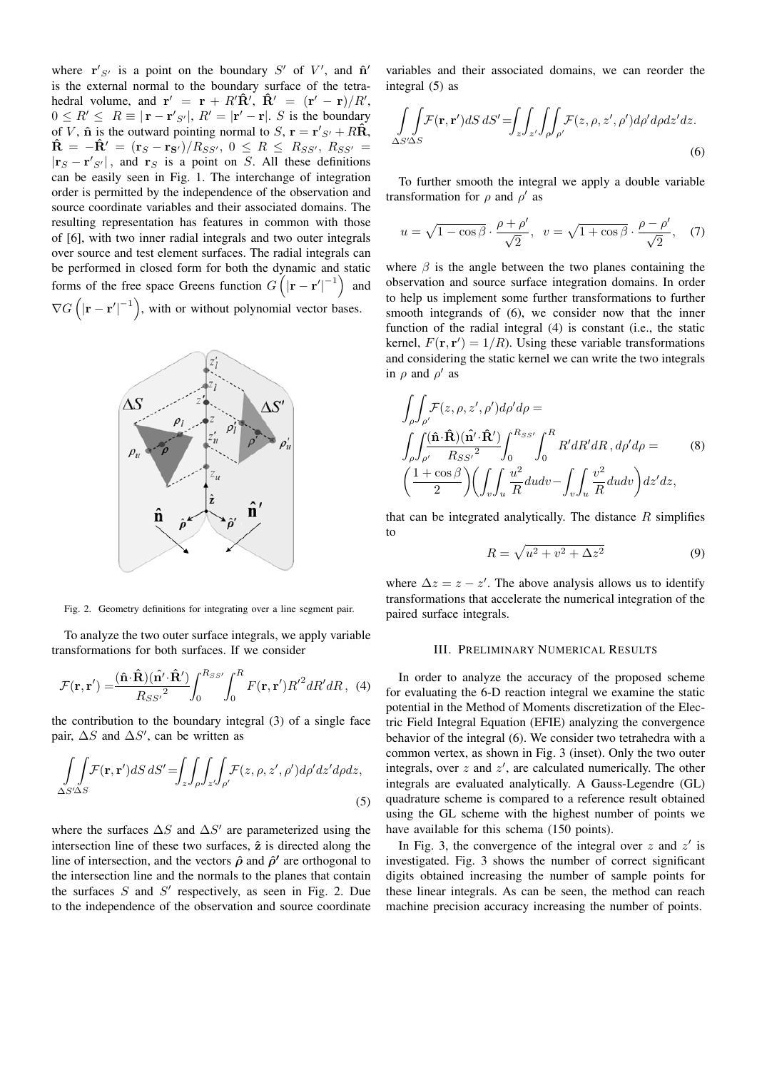where $\mathbf{r}'_{S'}$ is a point on the boundary $S'$ of $V'$, and $\hat{\mathbf{n}}'$ is the external normal to the boundary surface of the tetrahedral volume, and $\mathbf{r}' = \mathbf{r} + R'\hat{\mathbf{R}}'$, $\hat{\mathbf{R}}' = (\mathbf{r}' - \mathbf{r})/R'$, $0 \leq R' \leq R \equiv |\mathbf{r} - \mathbf{r}'_{S'}|$, $R' = |\mathbf{r}' - \mathbf{r}|$. $S$ is the boundary of $V$, $\hat{\mathbf{n}}$ is the outward pointing normal to $S$, $\mathbf{r} = \mathbf{r}'_{S'} + R\hat{\mathbf{R}}$, $\hat{\mathbf{R}} = -\hat{\mathbf{R}}' = (\mathbf{r}_S - \mathbf{r}_{\mathbf{S}'})/R_{SS'}$, $0 \leq R \leq R_{SS'}$, $R_{SS'} = |\mathbf{r}_S - \mathbf{r}'_{S'}|$, and $\mathbf{r}_S$ is a point on $S$. All these definitions can be easily seen in Fig. 1. The interchange of integration order is permitted by the independence of the observation and source coordinate variables and their associated domains. The resulting representation has features in common with those of [6], with two inner radial integrals and two outer integrals over source and test element surfaces. The radial integrals can be performed in closed form for both the dynamic and static forms of the free space Greens function $G\left(|\mathbf{r} - \mathbf{r}'|^{-1}\right)$ and $\nabla G\left(|\mathbf{r} - \mathbf{r}'|^{-1}\right)$, with or without polynomial vector bases.

Fig. 2. Geometry definitions for integrating over a line segment pair.

To analyze the two outer surface integrals, we apply variable transformations for both surfaces. If we consider

$$\mathcal{F}(\mathbf{r}, \mathbf{r}') = \frac{(\hat{\mathbf{n}} \cdot \hat{\mathbf{R}})(\hat{\mathbf{n}}' \cdot \hat{\mathbf{R}}')}{{R_{SS'}}^2} \int_0^{R_{SS'}} \int_0^{R} F(\mathbf{r}, \mathbf{r}') {R'}^2 dR' dR, \quad (4)$$

the contribution to the boundary integral (3) of a single face pair, $\Delta S$ and $\Delta S'$, can be written as

$$\int\limits_{\Delta S'} \int\limits_{\Delta S} \mathcal{F}(\mathbf{r}, \mathbf{r}') dS\, dS' = \int_z \int_\rho \int_{z'} \int_{\rho'} \mathcal{F}(z, \rho, z', \rho') d\rho' dz' d\rho dz, \quad (5)$$

where the surfaces $\Delta S$ and $\Delta S'$ are parameterized using the intersection line of these two surfaces, $\hat{\mathbf{z}}$ is directed along the line of intersection, and the vectors $\hat{\boldsymbol{\rho}}$ and $\hat{\boldsymbol{\rho}}'$ are orthogonal to the intersection line and the normals to the planes that contain the surfaces $S$ and $S'$ respectively, as seen in Fig. 2. Due to the independence of the observation and source coordinate variables and their associated domains, we can reorder the integral (5) as

$$\int\limits_{\Delta S'} \int\limits_{\Delta S} \mathcal{F}(\mathbf{r}, \mathbf{r}') dS\, dS' = \int_z \int_{z'} \int_\rho \int_{\rho'} \mathcal{F}(z, \rho, z', \rho') d\rho' d\rho dz' dz. \quad (6)$$

To further smooth the integral we apply a double variable transformation for $\rho$ and $\rho'$ as

$$u = \sqrt{1 - \cos\beta} \cdot \frac{\rho + \rho'}{\sqrt{2}}, \quad v = \sqrt{1 + \cos\beta} \cdot \frac{\rho - \rho'}{\sqrt{2}}, \quad (7)$$

where $\beta$ is the angle between the two planes containing the observation and source surface integration domains. In order to help us implement some further transformations to further smooth integrands of (6), we consider now that the inner function of the radial integral (4) is constant (i.e., the static kernel, $F(\mathbf{r}, \mathbf{r}') = 1/R$). Using these variable transformations and considering the static kernel we can write the two integrals in $\rho$ and $\rho'$ as

$$\begin{aligned}
&\int_\rho \int_{\rho'} \mathcal{F}(z, \rho, z', \rho') d\rho' d\rho = \\
&\int_\rho \int_{\rho'} \frac{(\hat{\mathbf{n}} \cdot \hat{\mathbf{R}})(\hat{\mathbf{n}}' \cdot \hat{\mathbf{R}}')}{{R_{SS'}}^2} \int_0^{R_{SS'}} \int_0^{R} R' dR' dR \,, d\rho' d\rho = \\
&\left(\frac{1 + \cos\beta}{2}\right) \left( \int\int_v \int_u \frac{u^2}{R} du dv - \int_v \int_u \frac{v^2}{R} du dv \right) dz' dz,
\end{aligned} \quad (8)$$

that can be integrated analytically. The distance $R$ simplifies to

$$R = \sqrt{u^2 + v^2 + \Delta z^2} \quad (9)$$

where $\Delta z = z - z'$. The above analysis allows us to identify transformations that accelerate the numerical integration of the paired surface integrals.

## III. Preliminary Numerical Results

In order to analyze the accuracy of the proposed scheme for evaluating the 6-D reaction integral we examine the static potential in the Method of Moments discretization of the Electric Field Integral Equation (EFIE) analyzing the convergence behavior of the integral (6). We consider two tetrahedra with a common vertex, as shown in Fig. 3 (inset). Only the two outer integrals, over $z$ and $z'$, are calculated numerically. The other integrals are evaluated analytically. A Gauss-Legendre (GL) quadrature scheme is compared to a reference result obtained using the GL scheme with the highest number of points we have available for this schema (150 points).

In Fig. 3, the convergence of the integral over $z$ and $z'$ is investigated. Fig. 3 shows the number of correct significant digits obtained increasing the number of sample points for these linear integrals. As can be seen, the method can reach machine precision accuracy increasing the number of points.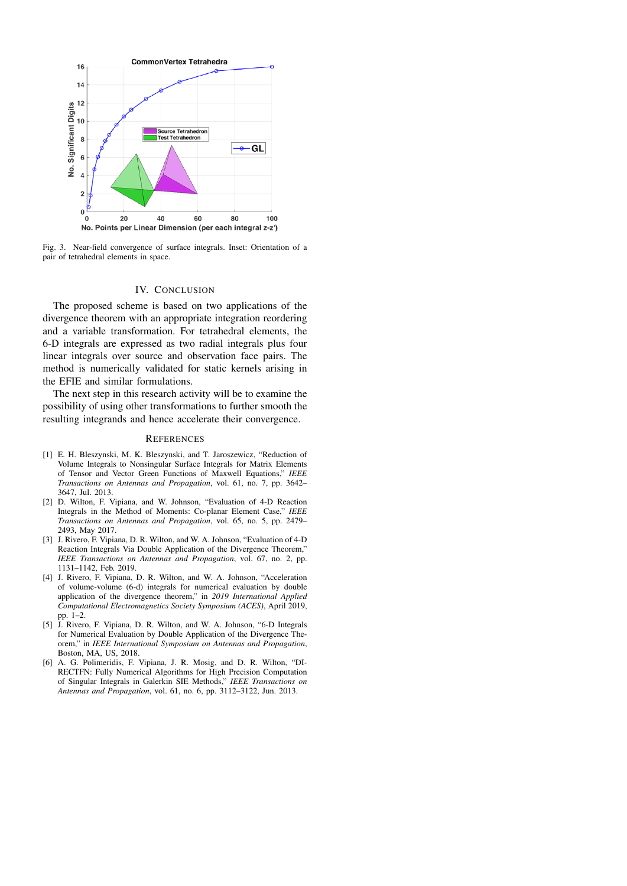CommonVertex Tetrahedra

No. Significant Digits

0
2
4
6
8
10
12
14
16

0
20
40
60
80
100

No. Points per Linear Dimension (per each integral z-z')

Source Tetrahedron
Test Tetrahedron

GL

Fig. 3. Near-field convergence of surface integrals. Inset: Orientation of a pair of tetrahedral elements in space.

## IV. Conclusion

The proposed scheme is based on two applications of the divergence theorem with an appropriate integration reordering and a variable transformation. For tetrahedral elements, the 6-D integrals are expressed as two radial integrals plus four linear integrals over source and observation face pairs. The method is numerically validated for static kernels arising in the EFIE and similar formulations.

The next step in this research activity will be to examine the possibility of using other transformations to further smooth the resulting integrands and hence accelerate their convergence.

## References

[1] E. H. Bleszynski, M. K. Bleszynski, and T. Jaroszewicz, "Reduction of Volume Integrals to Nonsingular Surface Integrals for Matrix Elements of Tensor and Vector Green Functions of Maxwell Equations," *IEEE Transactions on Antennas and Propagation*, vol. 61, no. 7, pp. 3642–3647, Jul. 2013.

[2] D. Wilton, F. Vipiana, and W. Johnson, "Evaluation of 4-D Reaction Integrals in the Method of Moments: Co-planar Element Case," *IEEE Transactions on Antennas and Propagation*, vol. 65, no. 5, pp. 2479–2493, May 2017.

[3] J. Rivero, F. Vipiana, D. R. Wilton, and W. A. Johnson, "Evaluation of 4-D Reaction Integrals Via Double Application of the Divergence Theorem," *IEEE Transactions on Antennas and Propagation*, vol. 67, no. 2, pp. 1131–1142, Feb. 2019.

[4] J. Rivero, F. Vipiana, D. R. Wilton, and W. A. Johnson, "Acceleration of volume-volume (6-d) integrals for numerical evaluation by double application of the divergence theorem," in *2019 International Applied Computational Electromagnetics Society Symposium (ACES)*, April 2019, pp. 1–2.

[5] J. Rivero, F. Vipiana, D. R. Wilton, and W. A. Johnson, "6-D Integrals for Numerical Evaluation by Double Application of the Divergence Theorem," in *IEEE International Symposium on Antennas and Propagation*, Boston, MA, US, 2018.

[6] A. G. Polimeridis, F. Vipiana, J. R. Mosig, and D. R. Wilton, "DIRECTFN: Fully Numerical Algorithms for High Precision Computation of Singular Integrals in Galerkin SIE Methods," *IEEE Transactions on Antennas and Propagation*, vol. 61, no. 6, pp. 3112–3122, Jun. 2013.